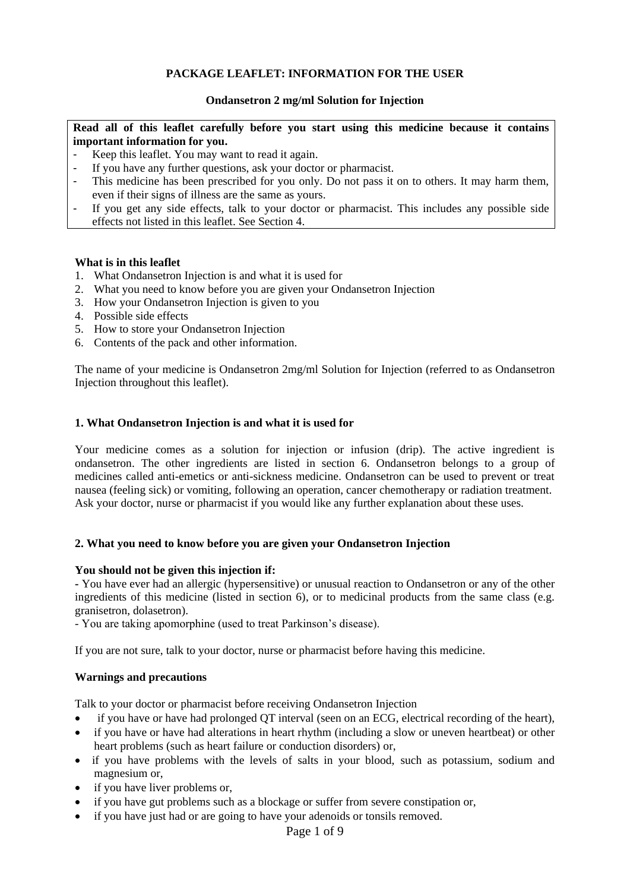**PACKAGE LEAFLET: INFORMATION FOR THE USER**

**Ondansetron 2 mg/ml Solution for Injection**

**Read all of this leaflet carefully before you start using this medicine because it contains important information for you.**

- Keep this leaflet. You may want to read it again.
- If you have any further questions, ask your doctor or pharmacist.
- This medicine has been prescribed for you only. Do not pass it on to others. It may harm them, even if their signs of illness are the same as yours.
- If you get any side effects, talk to your doctor or pharmacist. This includes any possible side effects not listed in this leaflet. See Section 4.

**What is in this leaflet**

1. What Ondansetron Injection is and what it is used for
2. What you need to know before you are given your Ondansetron Injection
3. How your Ondansetron Injection is given to you
4. Possible side effects
5. How to store your Ondansetron Injection
6. Contents of the pack and other information.

The name of your medicine is Ondansetron 2mg/ml Solution for Injection (referred to as Ondansetron Injection throughout this leaflet).

## 1. What Ondansetron Injection is and what it is used for

Your medicine comes as a solution for injection or infusion (drip). The active ingredient is ondansetron. The other ingredients are listed in section 6. Ondansetron belongs to a group of medicines called anti-emetics or anti-sickness medicine. Ondansetron can be used to prevent or treat nausea (feeling sick) or vomiting, following an operation, cancer chemotherapy or radiation treatment. Ask your doctor, nurse or pharmacist if you would like any further explanation about these uses.

## 2. What you need to know before you are given your Ondansetron Injection

**You should not be given this injection if:**

- You have ever had an allergic (hypersensitive) or unusual reaction to Ondansetron or any of the other ingredients of this medicine (listed in section 6), or to medicinal products from the same class (e.g. granisetron, dolasetron).
- You are taking apomorphine (used to treat Parkinson's disease).

If you are not sure, talk to your doctor, nurse or pharmacist before having this medicine.

**Warnings and precautions**

Talk to your doctor or pharmacist before receiving Ondansetron Injection

- if you have or have had prolonged QT interval (seen on an ECG, electrical recording of the heart),
- if you have or have had alterations in heart rhythm (including a slow or uneven heartbeat) or other heart problems (such as heart failure or conduction disorders) or,
- if you have problems with the levels of salts in your blood, such as potassium, sodium and magnesium or,
- if you have liver problems or,
- if you have gut problems such as a blockage or suffer from severe constipation or,
- if you have just had or are going to have your adenoids or tonsils removed.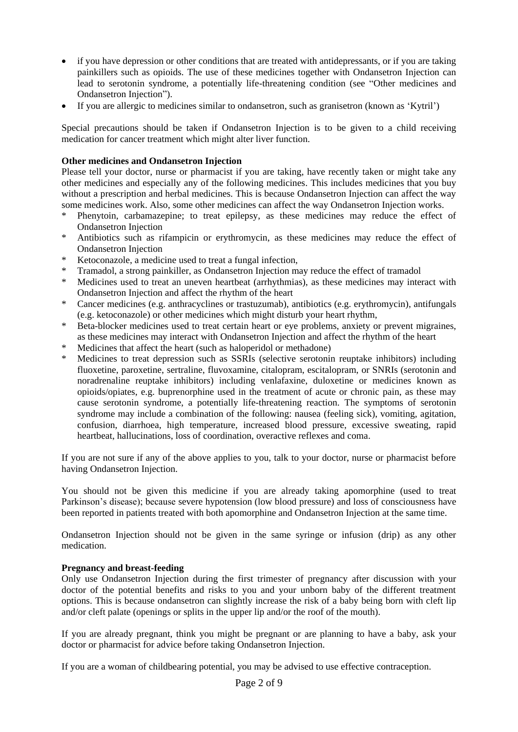- if you have depression or other conditions that are treated with antidepressants, or if you are taking painkillers such as opioids. The use of these medicines together with Ondansetron Injection can lead to serotonin syndrome, a potentially life-threatening condition (see "Other medicines and Ondansetron Injection").
- If you are allergic to medicines similar to ondansetron, such as granisetron (known as 'Kytril')

Special precautions should be taken if Ondansetron Injection is to be given to a child receiving medication for cancer treatment which might alter liver function.

**Other medicines and Ondansetron Injection**

Please tell your doctor, nurse or pharmacist if you are taking, have recently taken or might take any other medicines and especially any of the following medicines. This includes medicines that you buy without a prescription and herbal medicines. This is because Ondansetron Injection can affect the way some medicines work. Also, some other medicines can affect the way Ondansetron Injection works.

* Phenytoin, carbamazepine; to treat epilepsy, as these medicines may reduce the effect of Ondansetron Injection
* Antibiotics such as rifampicin or erythromycin, as these medicines may reduce the effect of Ondansetron Injection
* Ketoconazole, a medicine used to treat a fungal infection,
* Tramadol, a strong painkiller, as Ondansetron Injection may reduce the effect of tramadol
* Medicines used to treat an uneven heartbeat (arrhythmias), as these medicines may interact with Ondansetron Injection and affect the rhythm of the heart
* Cancer medicines (e.g. anthracyclines or trastuzumab), antibiotics (e.g. erythromycin), antifungals (e.g. ketoconazole) or other medicines which might disturb your heart rhythm,
* Beta-blocker medicines used to treat certain heart or eye problems, anxiety or prevent migraines, as these medicines may interact with Ondansetron Injection and affect the rhythm of the heart
* Medicines that affect the heart (such as haloperidol or methadone)
* Medicines to treat depression such as SSRIs (selective serotonin reuptake inhibitors) including fluoxetine, paroxetine, sertraline, fluvoxamine, citalopram, escitalopram, or SNRIs (serotonin and noradrenaline reuptake inhibitors) including venlafaxine, duloxetine or medicines known as opioids/opiates, e.g. buprenorphine used in the treatment of acute or chronic pain, as these may cause serotonin syndrome, a potentially life-threatening reaction. The symptoms of serotonin syndrome may include a combination of the following: nausea (feeling sick), vomiting, agitation, confusion, diarrhoea, high temperature, increased blood pressure, excessive sweating, rapid heartbeat, hallucinations, loss of coordination, overactive reflexes and coma.

If you are not sure if any of the above applies to you, talk to your doctor, nurse or pharmacist before having Ondansetron Injection.

You should not be given this medicine if you are already taking apomorphine (used to treat Parkinson's disease); because severe hypotension (low blood pressure) and loss of consciousness have been reported in patients treated with both apomorphine and Ondansetron Injection at the same time.

Ondansetron Injection should not be given in the same syringe or infusion (drip) as any other medication.

**Pregnancy and breast-feeding**

Only use Ondansetron Injection during the first trimester of pregnancy after discussion with your doctor of the potential benefits and risks to you and your unborn baby of the different treatment options. This is because ondansetron can slightly increase the risk of a baby being born with cleft lip and/or cleft palate (openings or splits in the upper lip and/or the roof of the mouth).

If you are already pregnant, think you might be pregnant or are planning to have a baby, ask your doctor or pharmacist for advice before taking Ondansetron Injection.

If you are a woman of childbearing potential, you may be advised to use effective contraception.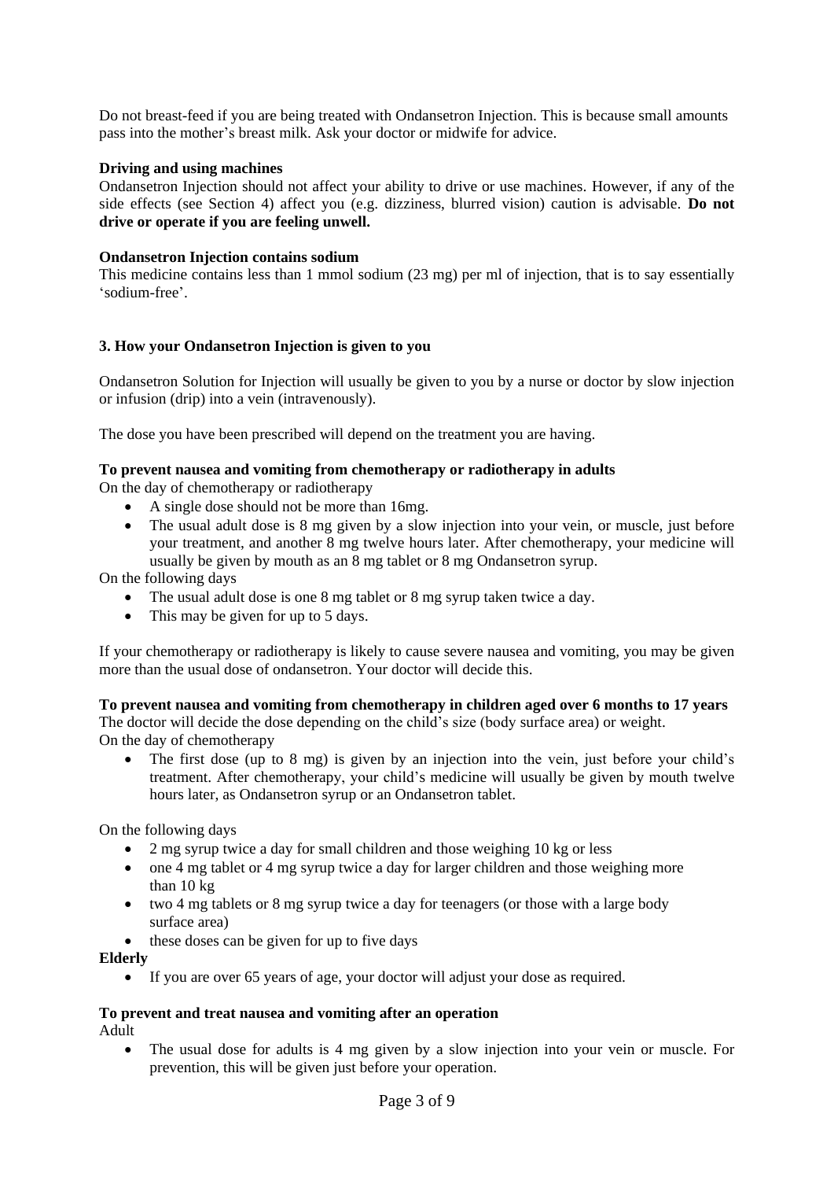Do not breast-feed if you are being treated with Ondansetron Injection. This is because small amounts pass into the mother's breast milk. Ask your doctor or midwife for advice.

**Driving and using machines**

Ondansetron Injection should not affect your ability to drive or use machines. However, if any of the side effects (see Section 4) affect you (e.g. dizziness, blurred vision) caution is advisable. **Do not drive or operate if you are feeling unwell.**

**Ondansetron Injection contains sodium**

This medicine contains less than 1 mmol sodium (23 mg) per ml of injection, that is to say essentially 'sodium-free'.

## 3. How your Ondansetron Injection is given to you

Ondansetron Solution for Injection will usually be given to you by a nurse or doctor by slow injection or infusion (drip) into a vein (intravenously).

The dose you have been prescribed will depend on the treatment you are having.

**To prevent nausea and vomiting from chemotherapy or radiotherapy in adults**

On the day of chemotherapy or radiotherapy

- A single dose should not be more than 16mg.
- The usual adult dose is 8 mg given by a slow injection into your vein, or muscle, just before your treatment, and another 8 mg twelve hours later. After chemotherapy, your medicine will usually be given by mouth as an 8 mg tablet or 8 mg Ondansetron syrup.

On the following days

- The usual adult dose is one 8 mg tablet or 8 mg syrup taken twice a day.
- This may be given for up to 5 days.

If your chemotherapy or radiotherapy is likely to cause severe nausea and vomiting, you may be given more than the usual dose of ondansetron. Your doctor will decide this.

**To prevent nausea and vomiting from chemotherapy in children aged over 6 months to 17 years**

The doctor will decide the dose depending on the child's size (body surface area) or weight.

On the day of chemotherapy

- The first dose (up to 8 mg) is given by an injection into the vein, just before your child's treatment. After chemotherapy, your child's medicine will usually be given by mouth twelve hours later, as Ondansetron syrup or an Ondansetron tablet.

On the following days

- 2 mg syrup twice a day for small children and those weighing 10 kg or less
- one 4 mg tablet or 4 mg syrup twice a day for larger children and those weighing more than 10 kg
- two 4 mg tablets or 8 mg syrup twice a day for teenagers (or those with a large body surface area)
- these doses can be given for up to five days

**Elderly**

- If you are over 65 years of age, your doctor will adjust your dose as required.

**To prevent and treat nausea and vomiting after an operation**

Adult

- The usual dose for adults is 4 mg given by a slow injection into your vein or muscle. For prevention, this will be given just before your operation.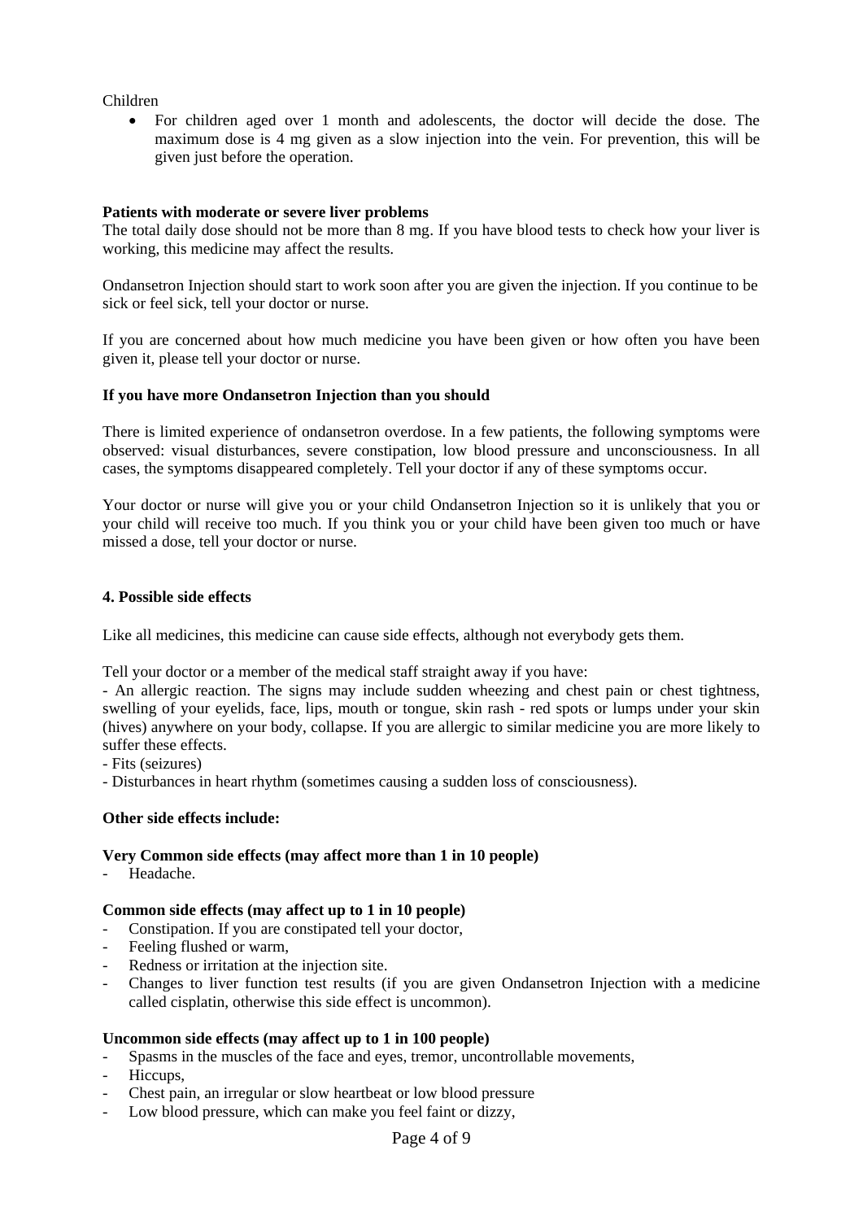Children

- For children aged over 1 month and adolescents, the doctor will decide the dose. The maximum dose is 4 mg given as a slow injection into the vein. For prevention, this will be given just before the operation.

**Patients with moderate or severe liver problems**
The total daily dose should not be more than 8 mg. If you have blood tests to check how your liver is working, this medicine may affect the results.

Ondansetron Injection should start to work soon after you are given the injection. If you continue to be sick or feel sick, tell your doctor or nurse.

If you are concerned about how much medicine you have been given or how often you have been given it, please tell your doctor or nurse.

**If you have more Ondansetron Injection than you should**

There is limited experience of ondansetron overdose. In a few patients, the following symptoms were observed: visual disturbances, severe constipation, low blood pressure and unconsciousness. In all cases, the symptoms disappeared completely. Tell your doctor if any of these symptoms occur.

Your doctor or nurse will give you or your child Ondansetron Injection so it is unlikely that you or your child will receive too much. If you think you or your child have been given too much or have missed a dose, tell your doctor or nurse.

## 4. Possible side effects

Like all medicines, this medicine can cause side effects, although not everybody gets them.

Tell your doctor or a member of the medical staff straight away if you have:
- An allergic reaction. The signs may include sudden wheezing and chest pain or chest tightness, swelling of your eyelids, face, lips, mouth or tongue, skin rash - red spots or lumps under your skin (hives) anywhere on your body, collapse. If you are allergic to similar medicine you are more likely to suffer these effects.
- Fits (seizures)
- Disturbances in heart rhythm (sometimes causing a sudden loss of consciousness).

**Other side effects include:**

**Very Common side effects (may affect more than 1 in 10 people)**
- Headache.

**Common side effects (may affect up to 1 in 10 people)**
- Constipation. If you are constipated tell your doctor,
- Feeling flushed or warm,
- Redness or irritation at the injection site.
- Changes to liver function test results (if you are given Ondansetron Injection with a medicine called cisplatin, otherwise this side effect is uncommon).

**Uncommon side effects (may affect up to 1 in 100 people)**
- Spasms in the muscles of the face and eyes, tremor, uncontrollable movements,
- Hiccups,
- Chest pain, an irregular or slow heartbeat or low blood pressure
- Low blood pressure, which can make you feel faint or dizzy,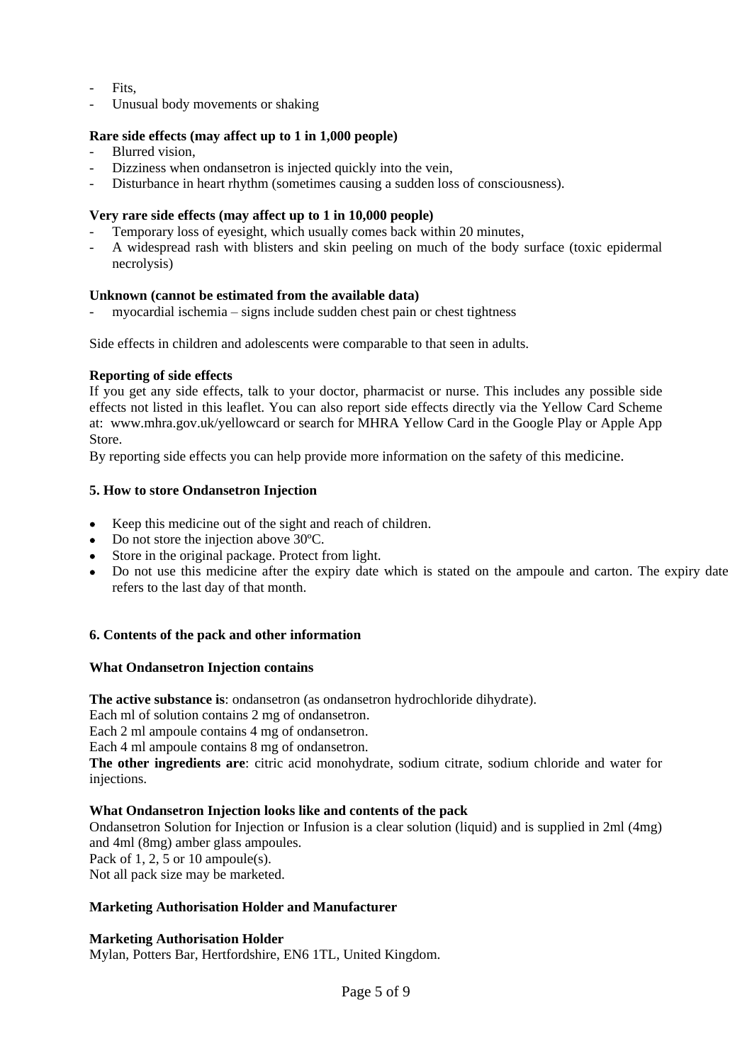- Fits,
- Unusual body movements or shaking

**Rare side effects (may affect up to 1 in 1,000 people)**
- Blurred vision,
- Dizziness when ondansetron is injected quickly into the vein,
- Disturbance in heart rhythm (sometimes causing a sudden loss of consciousness).

**Very rare side effects (may affect up to 1 in 10,000 people)**
- Temporary loss of eyesight, which usually comes back within 20 minutes,
- A widespread rash with blisters and skin peeling on much of the body surface (toxic epidermal necrolysis)

**Unknown (cannot be estimated from the available data)**
- myocardial ischemia – signs include sudden chest pain or chest tightness

Side effects in children and adolescents were comparable to that seen in adults.

**Reporting of side effects**
If you get any side effects, talk to your doctor, pharmacist or nurse. This includes any possible side effects not listed in this leaflet. You can also report side effects directly via the Yellow Card Scheme at: www.mhra.gov.uk/yellowcard or search for MHRA Yellow Card in the Google Play or Apple App Store.
By reporting side effects you can help provide more information on the safety of this medicine.

## 5. How to store Ondansetron Injection

- Keep this medicine out of the sight and reach of children.
- Do not store the injection above 30ºC.
- Store in the original package. Protect from light.
- Do not use this medicine after the expiry date which is stated on the ampoule and carton. The expiry date refers to the last day of that month.

## 6. Contents of the pack and other information

**What Ondansetron Injection contains**

**The active substance is**: ondansetron (as ondansetron hydrochloride dihydrate).
Each ml of solution contains 2 mg of ondansetron.
Each 2 ml ampoule contains 4 mg of ondansetron.
Each 4 ml ampoule contains 8 mg of ondansetron.
**The other ingredients are**: citric acid monohydrate, sodium citrate, sodium chloride and water for injections.

**What Ondansetron Injection looks like and contents of the pack**
Ondansetron Solution for Injection or Infusion is a clear solution (liquid) and is supplied in 2ml (4mg) and 4ml (8mg) amber glass ampoules.
Pack of 1, 2, 5 or 10 ampoule(s).
Not all pack size may be marketed.

**Marketing Authorisation Holder and Manufacturer**

**Marketing Authorisation Holder**
Mylan, Potters Bar, Hertfordshire, EN6 1TL, United Kingdom.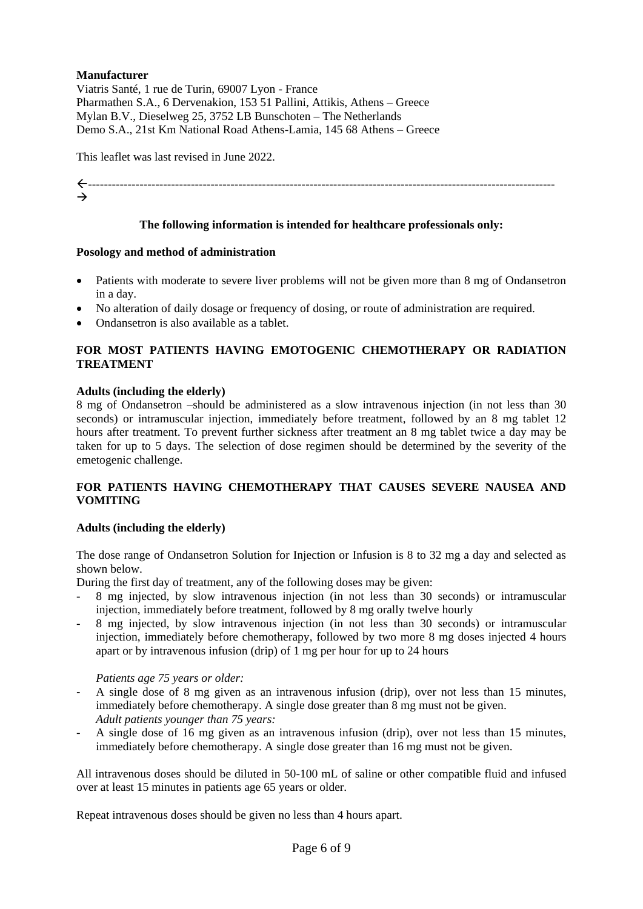**Manufacturer**

Viatris Santé, 1 rue de Turin, 69007 Lyon - France
Pharmathen S.A., 6 Dervenakion, 153 51 Pallini, Attikis, Athens – Greece
Mylan B.V., Dieselweg 25, 3752 LB Bunschoten – The Netherlands
Demo S.A., 21st Km National Road Athens-Lamia, 145 68 Athens – Greece

This leaflet was last revised in June 2022.

←-------------------------------------------------------------------------------------------------------------------→

**The following information is intended for healthcare professionals only:**

**Posology and method of administration**

- Patients with moderate to severe liver problems will not be given more than 8 mg of Ondansetron in a day.
- No alteration of daily dosage or frequency of dosing, or route of administration are required.
- Ondansetron is also available as a tablet.

**FOR MOST PATIENTS HAVING EMOTOGENIC CHEMOTHERAPY OR RADIATION TREATMENT**

**Adults (including the elderly)**

8 mg of Ondansetron –should be administered as a slow intravenous injection (in not less than 30 seconds) or intramuscular injection, immediately before treatment, followed by an 8 mg tablet 12 hours after treatment. To prevent further sickness after treatment an 8 mg tablet twice a day may be taken for up to 5 days. The selection of dose regimen should be determined by the severity of the emetogenic challenge.

**FOR PATIENTS HAVING CHEMOTHERAPY THAT CAUSES SEVERE NAUSEA AND VOMITING**

**Adults (including the elderly)**

The dose range of Ondansetron Solution for Injection or Infusion is 8 to 32 mg a day and selected as shown below.

During the first day of treatment, any of the following doses may be given:

- 8 mg injected, by slow intravenous injection (in not less than 30 seconds) or intramuscular injection, immediately before treatment, followed by 8 mg orally twelve hourly
- 8 mg injected, by slow intravenous injection (in not less than 30 seconds) or intramuscular injection, immediately before chemotherapy, followed by two more 8 mg doses injected 4 hours apart or by intravenous infusion (drip) of 1 mg per hour for up to 24 hours

*Patients age 75 years or older:*

- A single dose of 8 mg given as an intravenous infusion (drip), over not less than 15 minutes, immediately before chemotherapy. A single dose greater than 8 mg must not be given.

*Adult patients younger than 75 years:*

- A single dose of 16 mg given as an intravenous infusion (drip), over not less than 15 minutes, immediately before chemotherapy. A single dose greater than 16 mg must not be given.

All intravenous doses should be diluted in 50-100 mL of saline or other compatible fluid and infused over at least 15 minutes in patients age 65 years or older.

Repeat intravenous doses should be given no less than 4 hours apart.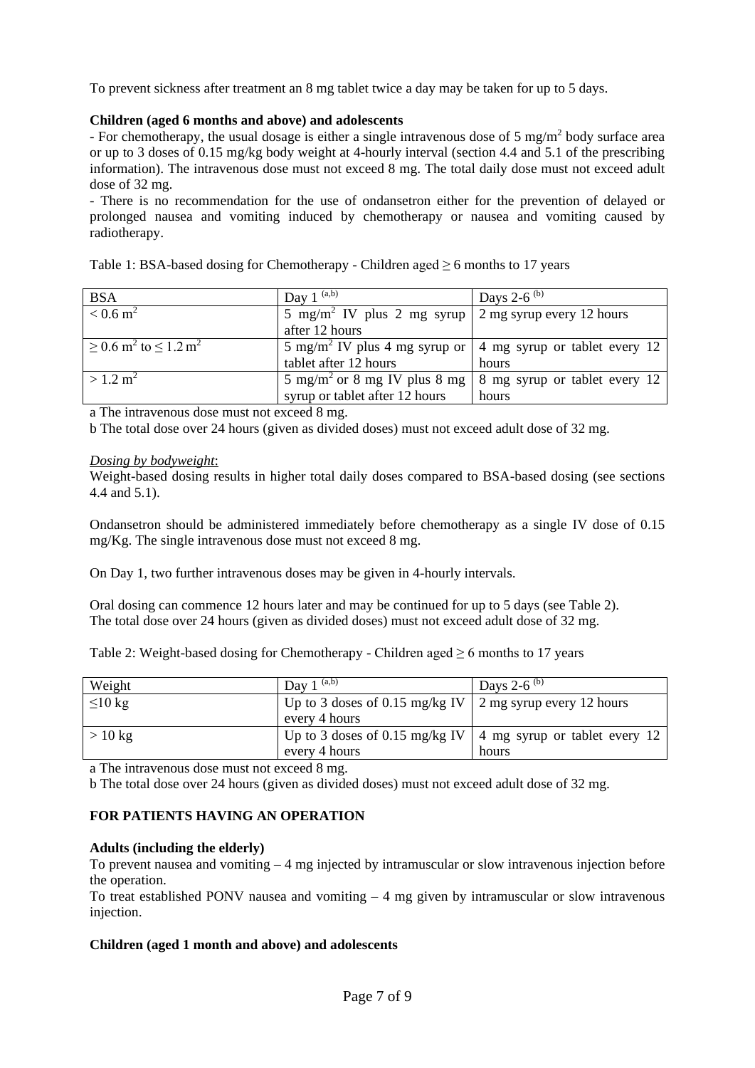To prevent sickness after treatment an 8 mg tablet twice a day may be taken for up to 5 days.

**Children (aged 6 months and above) and adolescents**

- For chemotherapy, the usual dosage is either a single intravenous dose of 5 $mg/m^2$ body surface area or up to 3 doses of 0.15 mg/kg body weight at 4-hourly interval (section 4.4 and 5.1 of the prescribing information). The intravenous dose must not exceed 8 mg. The total daily dose must not exceed adult dose of 32 mg.
- There is no recommendation for the use of ondansetron either for the prevention of delayed or prolonged nausea and vomiting induced by chemotherapy or nausea and vomiting caused by radiotherapy.

Table 1: BSA-based dosing for Chemotherapy - Children aged ≥ 6 months to 17 years

| BSA | Day 1 [(a,b)] | Days 2-6 [(b)] |
|---|---|---|
| < 0.6 $m^2$ | 5 $mg/m^2$ IV plus 2 mg syrup after 12 hours | 2 mg syrup every 12 hours |
| ≥ 0.6 $m^2$ to ≤ 1.2 $m^2$ | 5 $mg/m^2$ IV plus 4 mg syrup or tablet after 12 hours | 4 mg syrup or tablet every 12 hours |
| > 1.2 $m^2$ | 5 $mg/m^2$ or 8 mg IV plus 8 mg syrup or tablet after 12 hours | 8 mg syrup or tablet every 12 hours |

a The intravenous dose must not exceed 8 mg.

b The total dose over 24 hours (given as divided doses) must not exceed adult dose of 32 mg.

*Dosing by bodyweight*:

Weight-based dosing results in higher total daily doses compared to BSA-based dosing (see sections 4.4 and 5.1).

Ondansetron should be administered immediately before chemotherapy as a single IV dose of 0.15 mg/Kg. The single intravenous dose must not exceed 8 mg.

On Day 1, two further intravenous doses may be given in 4-hourly intervals.

Oral dosing can commence 12 hours later and may be continued for up to 5 days (see Table 2).
The total dose over 24 hours (given as divided doses) must not exceed adult dose of 32 mg.

Table 2: Weight-based dosing for Chemotherapy - Children aged ≥ 6 months to 17 years

| Weight | Day 1 [(a,b)] | Days 2-6 [(b)] |
|---|---|---|
| ≤10 kg | Up to 3 doses of 0.15 mg/kg IV every 4 hours | 2 mg syrup every 12 hours |
| > 10 kg | Up to 3 doses of 0.15 mg/kg IV every 4 hours | 4 mg syrup or tablet every 12 hours |

a The intravenous dose must not exceed 8 mg.

b The total dose over 24 hours (given as divided doses) must not exceed adult dose of 32 mg.

## FOR PATIENTS HAVING AN OPERATION

**Adults (including the elderly)**

To prevent nausea and vomiting – 4 mg injected by intramuscular or slow intravenous injection before the operation.

To treat established PONV nausea and vomiting – 4 mg given by intramuscular or slow intravenous injection.

**Children (aged 1 month and above) and adolescents**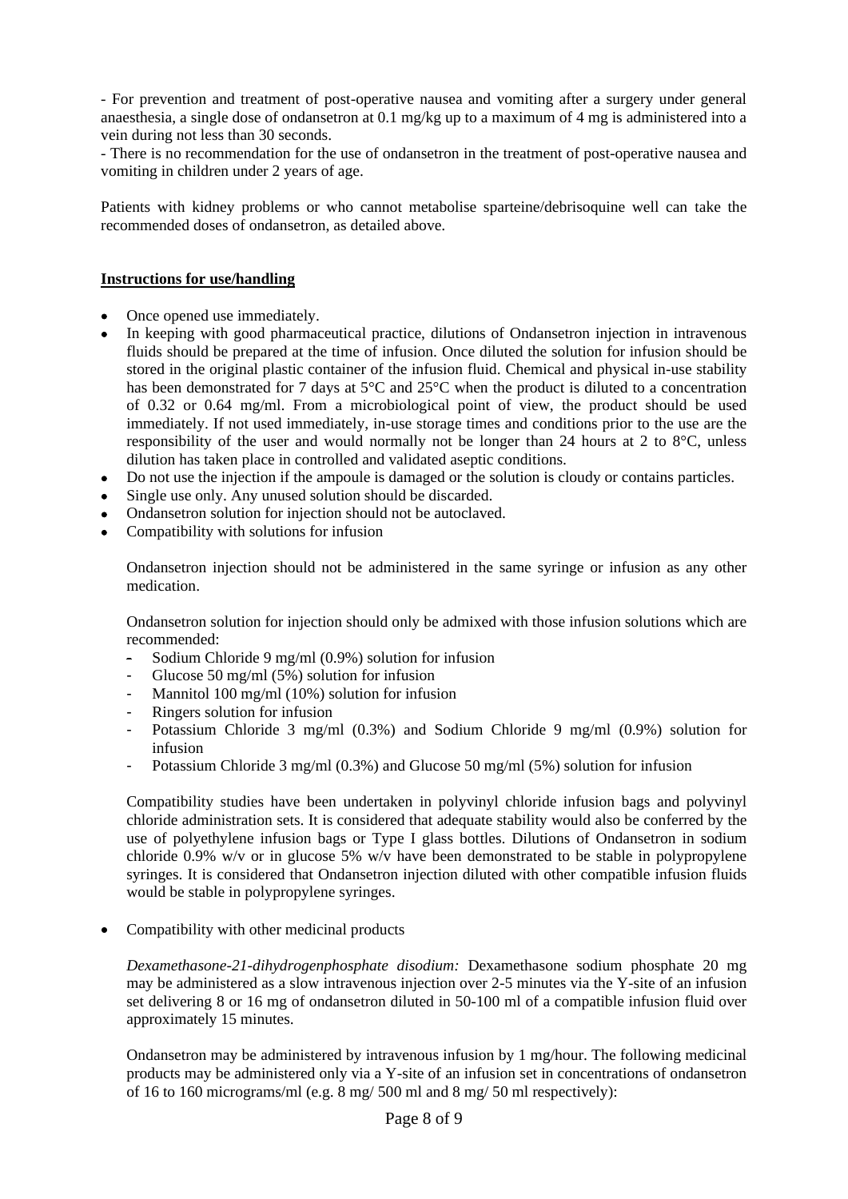- For prevention and treatment of post-operative nausea and vomiting after a surgery under general anaesthesia, a single dose of ondansetron at 0.1 mg/kg up to a maximum of 4 mg is administered into a vein during not less than 30 seconds.
- There is no recommendation for the use of ondansetron in the treatment of post-operative nausea and vomiting in children under 2 years of age.

Patients with kidney problems or who cannot metabolise sparteine/debrisoquine well can take the recommended doses of ondansetron, as detailed above.

**Instructions for use/handling**

- Once opened use immediately.
- In keeping with good pharmaceutical practice, dilutions of Ondansetron injection in intravenous fluids should be prepared at the time of infusion. Once diluted the solution for infusion should be stored in the original plastic container of the infusion fluid. Chemical and physical in-use stability has been demonstrated for 7 days at 5°C and 25°C when the product is diluted to a concentration of 0.32 or 0.64 mg/ml. From a microbiological point of view, the product should be used immediately. If not used immediately, in-use storage times and conditions prior to the use are the responsibility of the user and would normally not be longer than 24 hours at 2 to 8°C, unless dilution has taken place in controlled and validated aseptic conditions.
- Do not use the injection if the ampoule is damaged or the solution is cloudy or contains particles.
- Single use only. Any unused solution should be discarded.
- Ondansetron solution for injection should not be autoclaved.
- Compatibility with solutions for infusion

  Ondansetron injection should not be administered in the same syringe or infusion as any other medication.

  Ondansetron solution for injection should only be admixed with those infusion solutions which are recommended:
  - Sodium Chloride 9 mg/ml (0.9%) solution for infusion
  - Glucose 50 mg/ml (5%) solution for infusion
  - Mannitol 100 mg/ml (10%) solution for infusion
  - Ringers solution for infusion
  - Potassium Chloride 3 mg/ml (0.3%) and Sodium Chloride 9 mg/ml (0.9%) solution for infusion
  - Potassium Chloride 3 mg/ml (0.3%) and Glucose 50 mg/ml (5%) solution for infusion

  Compatibility studies have been undertaken in polyvinyl chloride infusion bags and polyvinyl chloride administration sets. It is considered that adequate stability would also be conferred by the use of polyethylene infusion bags or Type I glass bottles. Dilutions of Ondansetron in sodium chloride 0.9% w/v or in glucose 5% w/v have been demonstrated to be stable in polypropylene syringes. It is considered that Ondansetron injection diluted with other compatible infusion fluids would be stable in polypropylene syringes.

- Compatibility with other medicinal products

  *Dexamethasone-21-dihydrogenphosphate disodium:* Dexamethasone sodium phosphate 20 mg may be administered as a slow intravenous injection over 2-5 minutes via the Y-site of an infusion set delivering 8 or 16 mg of ondansetron diluted in 50-100 ml of a compatible infusion fluid over approximately 15 minutes.

  Ondansetron may be administered by intravenous infusion by 1 mg/hour. The following medicinal products may be administered only via a Y-site of an infusion set in concentrations of ondansetron of 16 to 160 micrograms/ml (e.g. 8 mg/ 500 ml and 8 mg/ 50 ml respectively):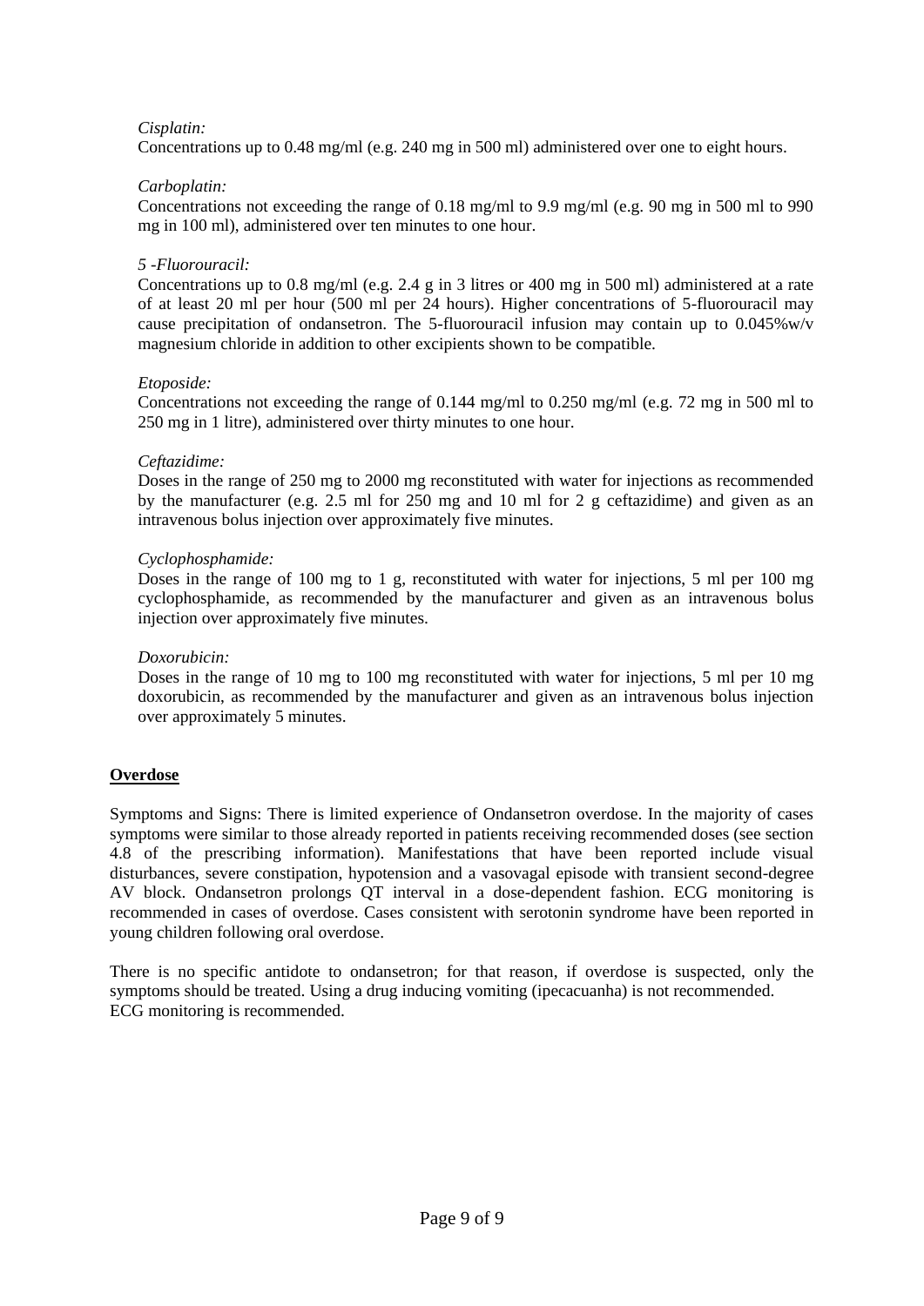*Cisplatin:*

Concentrations up to 0.48 mg/ml (e.g. 240 mg in 500 ml) administered over one to eight hours.

*Carboplatin:*

Concentrations not exceeding the range of 0.18 mg/ml to 9.9 mg/ml (e.g. 90 mg in 500 ml to 990 mg in 100 ml), administered over ten minutes to one hour.

*5 -Fluorouracil:*

Concentrations up to 0.8 mg/ml (e.g. 2.4 g in 3 litres or 400 mg in 500 ml) administered at a rate of at least 20 ml per hour (500 ml per 24 hours). Higher concentrations of 5-fluorouracil may cause precipitation of ondansetron. The 5-fluorouracil infusion may contain up to 0.045%w/v magnesium chloride in addition to other excipients shown to be compatible.

*Etoposide:*

Concentrations not exceeding the range of 0.144 mg/ml to 0.250 mg/ml (e.g. 72 mg in 500 ml to 250 mg in 1 litre), administered over thirty minutes to one hour.

*Ceftazidime:*

Doses in the range of 250 mg to 2000 mg reconstituted with water for injections as recommended by the manufacturer (e.g. 2.5 ml for 250 mg and 10 ml for 2 g ceftazidime) and given as an intravenous bolus injection over approximately five minutes.

*Cyclophosphamide:*

Doses in the range of 100 mg to 1 g, reconstituted with water for injections, 5 ml per 100 mg cyclophosphamide, as recommended by the manufacturer and given as an intravenous bolus injection over approximately five minutes.

*Doxorubicin:*

Doses in the range of 10 mg to 100 mg reconstituted with water for injections, 5 ml per 10 mg doxorubicin, as recommended by the manufacturer and given as an intravenous bolus injection over approximately 5 minutes.

## Overdose

Symptoms and Signs: There is limited experience of Ondansetron overdose. In the majority of cases symptoms were similar to those already reported in patients receiving recommended doses (see section 4.8 of the prescribing information). Manifestations that have been reported include visual disturbances, severe constipation, hypotension and a vasovagal episode with transient second-degree AV block. Ondansetron prolongs QT interval in a dose-dependent fashion. ECG monitoring is recommended in cases of overdose. Cases consistent with serotonin syndrome have been reported in young children following oral overdose.

There is no specific antidote to ondansetron; for that reason, if overdose is suspected, only the symptoms should be treated. Using a drug inducing vomiting (ipecacuanha) is not recommended.
ECG monitoring is recommended.